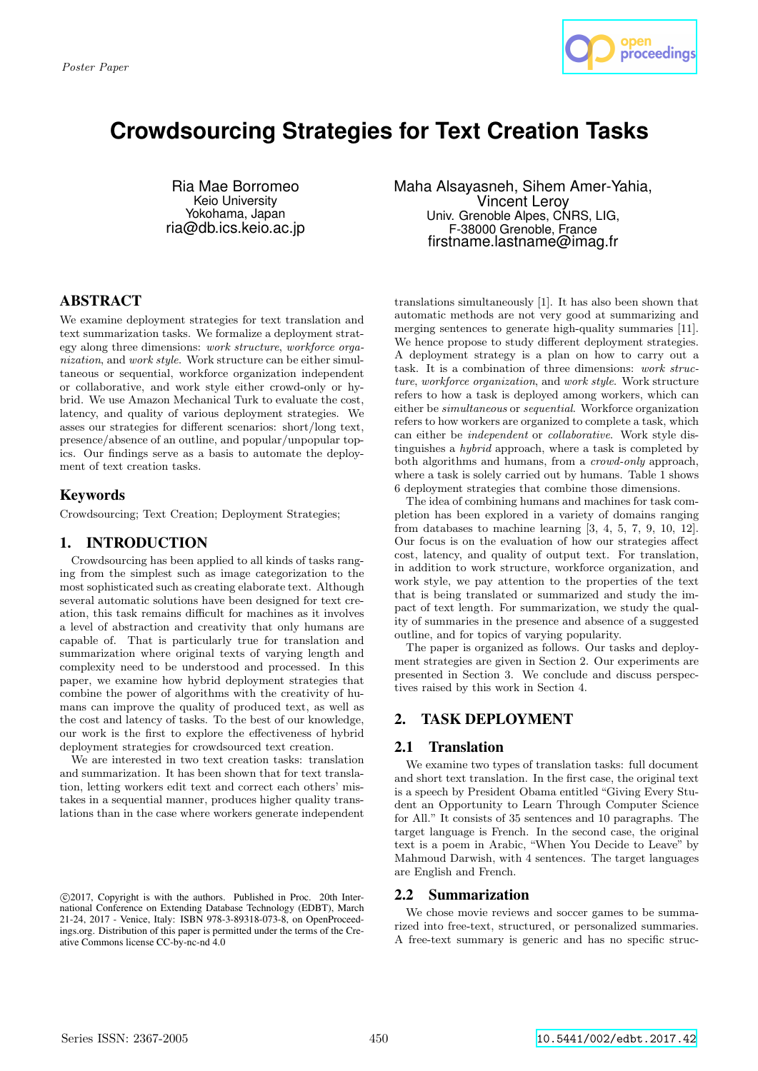Poster Paper

# Crowdsourcing Strategies for Text Creation Tasks

Ria Mae Borromeo
Keio University
Yokohama, Japan
ria@db.ics.keio.ac.jp

Maha Alsayasneh, Sihem Amer-Yahia, Vincent Leroy
Univ. Grenoble Alpes, CNRS, LIG,
F-38000 Grenoble, France
firstname.lastname@imag.fr

## ABSTRACT

We examine deployment strategies for text translation and text summarization tasks. We formalize a deployment strategy along three dimensions: *work structure*, *workforce organization*, and *work style*. Work structure can be either simultaneous or sequential, workforce organization independent or collaborative, and work style either crowd-only or hybrid. We use Amazon Mechanical Turk to evaluate the cost, latency, and quality of various deployment strategies. We asses our strategies for different scenarios: short/long text, presence/absence of an outline, and popular/unpopular topics. Our findings serve as a basis to automate the deployment of text creation tasks.

## Keywords

Crowdsourcing; Text Creation; Deployment Strategies;

## 1. INTRODUCTION

Crowdsourcing has been applied to all kinds of tasks ranging from the simplest such as image categorization to the most sophisticated such as creating elaborate text. Although several automatic solutions have been designed for text creation, this task remains difficult for machines as it involves a level of abstraction and creativity that only humans are capable of. That is particularly true for translation and summarization where original texts of varying length and complexity need to be understood and processed. In this paper, we examine how hybrid deployment strategies that combine the power of algorithms with the creativity of humans can improve the quality of produced text, as well as the cost and latency of tasks. To the best of our knowledge, our work is the first to explore the effectiveness of hybrid deployment strategies for crowdsourced text creation.

We are interested in two text creation tasks: translation and summarization. It has been shown that for text translation, letting workers edit text and correct each others' mistakes in a sequential manner, produces higher quality translations than in the case where workers generate independent translations simultaneously [1]. It has also been shown that automatic methods are not very good at summarizing and merging sentences to generate high-quality summaries [11]. We hence propose to study different deployment strategies. A deployment strategy is a plan on how to carry out a task. It is a combination of three dimensions: *work structure*, *workforce organization*, and *work style*. Work structure refers to how a task is deployed among workers, which can either be *simultaneous* or *sequential*. Workforce organization refers to how workers are organized to complete a task, which can either be *independent* or *collaborative*. Work style distinguishes a *hybrid* approach, where a task is completed by both algorithms and humans, from a *crowd-only* approach, where a task is solely carried out by humans. Table 1 shows 6 deployment strategies that combine those dimensions.

The idea of combining humans and machines for task completion has been explored in a variety of domains ranging from databases to machine learning [3, 4, 5, 7, 9, 10, 12]. Our focus is on the evaluation of how our strategies affect cost, latency, and quality of output text. For translation, in addition to work structure, workforce organization, and work style, we pay attention to the properties of the text that is being translated or summarized and study the impact of text length. For summarization, we study the quality of summaries in the presence and absence of a suggested outline, and for topics of varying popularity.

The paper is organized as follows. Our tasks and deployment strategies are given in Section 2. Our experiments are presented in Section 3. We conclude and discuss perspectives raised by this work in Section 4.

## 2. TASK DEPLOYMENT

### 2.1 Translation

We examine two types of translation tasks: full document and short text translation. In the first case, the original text is a speech by President Obama entitled "Giving Every Student an Opportunity to Learn Through Computer Science for All." It consists of 35 sentences and 10 paragraphs. The target language is French. In the second case, the original text is a poem in Arabic, "When You Decide to Leave" by Mahmoud Darwish, with 4 sentences. The target languages are English and French.

### 2.2 Summarization

We chose movie reviews and soccer games to be summarized into free-text, structured, or personalized summaries. A free-text summary is generic and has no specific struc-

©2017, Copyright is with the authors. Published in Proc. 20th International Conference on Extending Database Technology (EDBT), March 21-24, 2017 - Venice, Italy: ISBN 978-3-89318-073-8, on OpenProceedings.org. Distribution of this paper is permitted under the terms of the Creative Commons license CC-by-nc-nd 4.0

Series ISSN: 2367-2005 10.5441/002/edbt.2017.42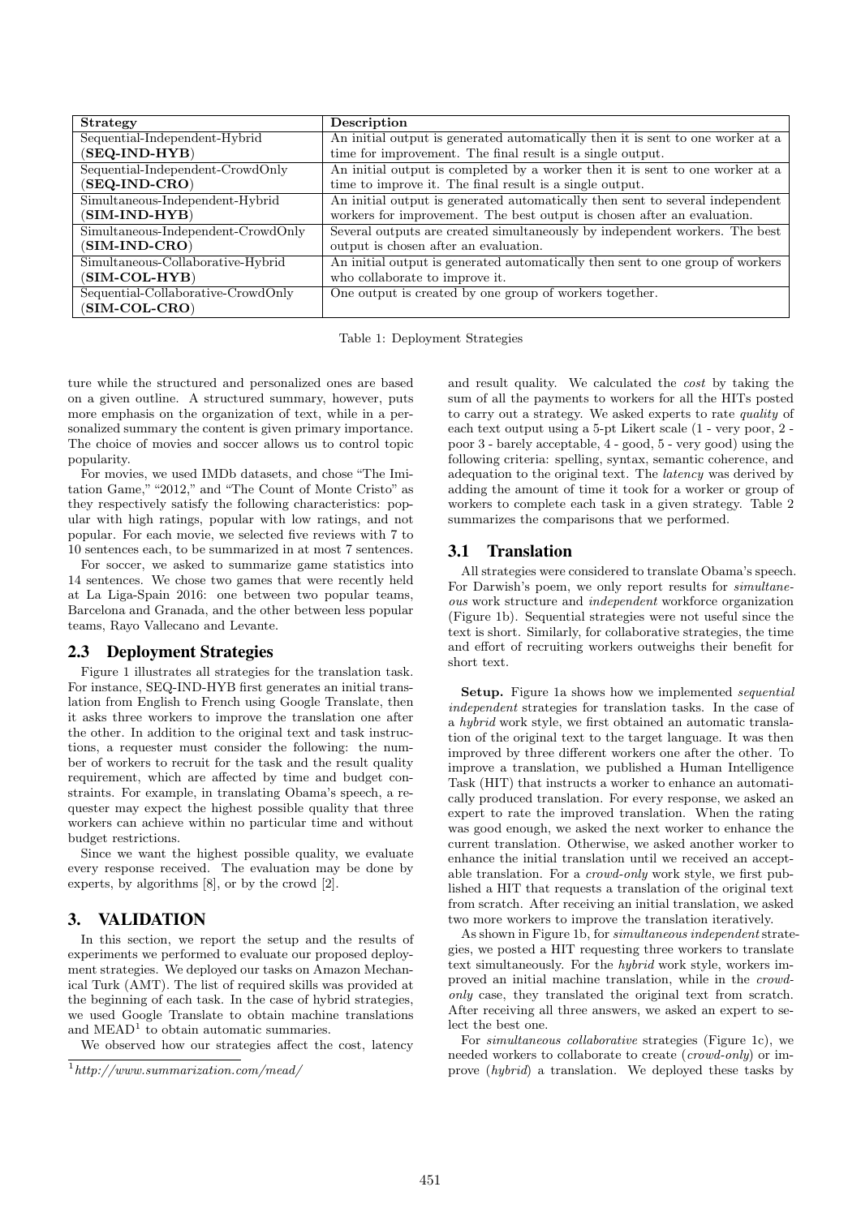| Strategy | Description |
|---|---|
| Sequential-Independent-Hybrid (**SEQ-IND-HYB**) | An initial output is generated automatically then it is sent to one worker at a time for improvement. The final result is a single output. |
| Sequential-Independent-CrowdOnly (**SEQ-IND-CRO**) | An initial output is completed by a worker then it is sent to one worker at a time to improve it. The final result is a single output. |
| Simultaneous-Independent-Hybrid (**SIM-IND-HYB**) | An initial output is generated automatically then sent to several independent workers for improvement. The best output is chosen after an evaluation. |
| Simultaneous-Independent-CrowdOnly (**SIM-IND-CRO**) | Several outputs are created simultaneously by independent workers. The best output is chosen after an evaluation. |
| Simultaneous-Collaborative-Hybrid (**SIM-COL-HYB**) | An initial output is generated automatically then sent to one group of workers who collaborate to improve it. |
| Sequential-Collaborative-CrowdOnly (**SIM-COL-CRO**) | One output is created by one group of workers together. |

Table 1: Deployment Strategies

ture while the structured and personalized ones are based on a given outline. A structured summary, however, puts more emphasis on the organization of text, while in a personalized summary the content is given primary importance. The choice of movies and soccer allows us to control topic popularity.

For movies, we used IMDb datasets, and chose "The Imitation Game," "2012," and "The Count of Monte Cristo" as they respectively satisfy the following characteristics: popular with high ratings, popular with low ratings, and not popular. For each movie, we selected five reviews with 7 to 10 sentences each, to be summarized in at most 7 sentences.

For soccer, we asked to summarize game statistics into 14 sentences. We chose two games that were recently held at La Liga-Spain 2016: one between two popular teams, Barcelona and Granada, and the other between less popular teams, Rayo Vallecano and Levante.

## 2.3 Deployment Strategies

Figure 1 illustrates all strategies for the translation task. For instance, SEQ-IND-HYB first generates an initial translation from English to French using Google Translate, then it asks three workers to improve the translation one after the other. In addition to the original text and task instructions, a requester must consider the following: the number of workers to recruit for the task and the result quality requirement, which are affected by time and budget constraints. For example, in translating Obama's speech, a requester may expect the highest possible quality that three workers can achieve within no particular time and without budget restrictions.

Since we want the highest possible quality, we evaluate every response received. The evaluation may be done by experts, by algorithms [8], or by the crowd [2].

# 3. VALIDATION

In this section, we report the setup and the results of experiments we performed to evaluate our proposed deployment strategies. We deployed our tasks on Amazon Mechanical Turk (AMT). The list of required skills was provided at the beginning of each task. In the case of hybrid strategies, we used Google Translate to obtain machine translations and MEAD[1] to obtain automatic summaries.

We observed how our strategies affect the cost, latency and result quality. We calculated the *cost* by taking the sum of all the payments to workers for all the HITs posted to carry out a strategy. We asked experts to rate *quality* of each text output using a 5-pt Likert scale (1 - very poor, 2 - poor 3 - barely acceptable, 4 - good, 5 - very good) using the following criteria: spelling, syntax, semantic coherence, and adequation to the original text. The *latency* was derived by adding the amount of time it took for a worker or group of workers to complete each task in a given strategy. Table 2 summarizes the comparisons that we performed.

## 3.1 Translation

All strategies were considered to translate Obama's speech. For Darwish's poem, we only report results for *simultaneous* work structure and *independent* workforce organization (Figure 1b). Sequential strategies were not useful since the text is short. Similarly, for collaborative strategies, the time and effort of recruiting workers outweighs their benefit for short text.

**Setup.** Figure 1a shows how we implemented *sequential independent* strategies for translation tasks. In the case of a *hybrid* work style, we first obtained an automatic translation of the original text to the target language. It was then improved by three different workers one after the other. To improve a translation, we published a Human Intelligence Task (HIT) that instructs a worker to enhance an automatically produced translation. For every response, we asked an expert to rate the improved translation. When the rating was good enough, we asked the next worker to enhance the current translation. Otherwise, we asked another worker to enhance the initial translation until we received an acceptable translation. For a *crowd-only* work style, we first published a HIT that requests a translation of the original text from scratch. After receiving an initial translation, we asked two more workers to improve the translation iteratively.

As shown in Figure 1b, for *simultaneous independent* strategies, we posted a HIT requesting three workers to translate text simultaneously. For the *hybrid* work style, workers improved an initial machine translation, while in the *crowd-only* case, they translated the original text from scratch. After receiving all three answers, we asked an expert to select the best one.

For *simultaneous collaborative* strategies (Figure 1c), we needed workers to collaborate to create (*crowd-only*) or improve (*hybrid*) a translation. We deployed these tasks by

[1] *http://www.summarization.com/mead/*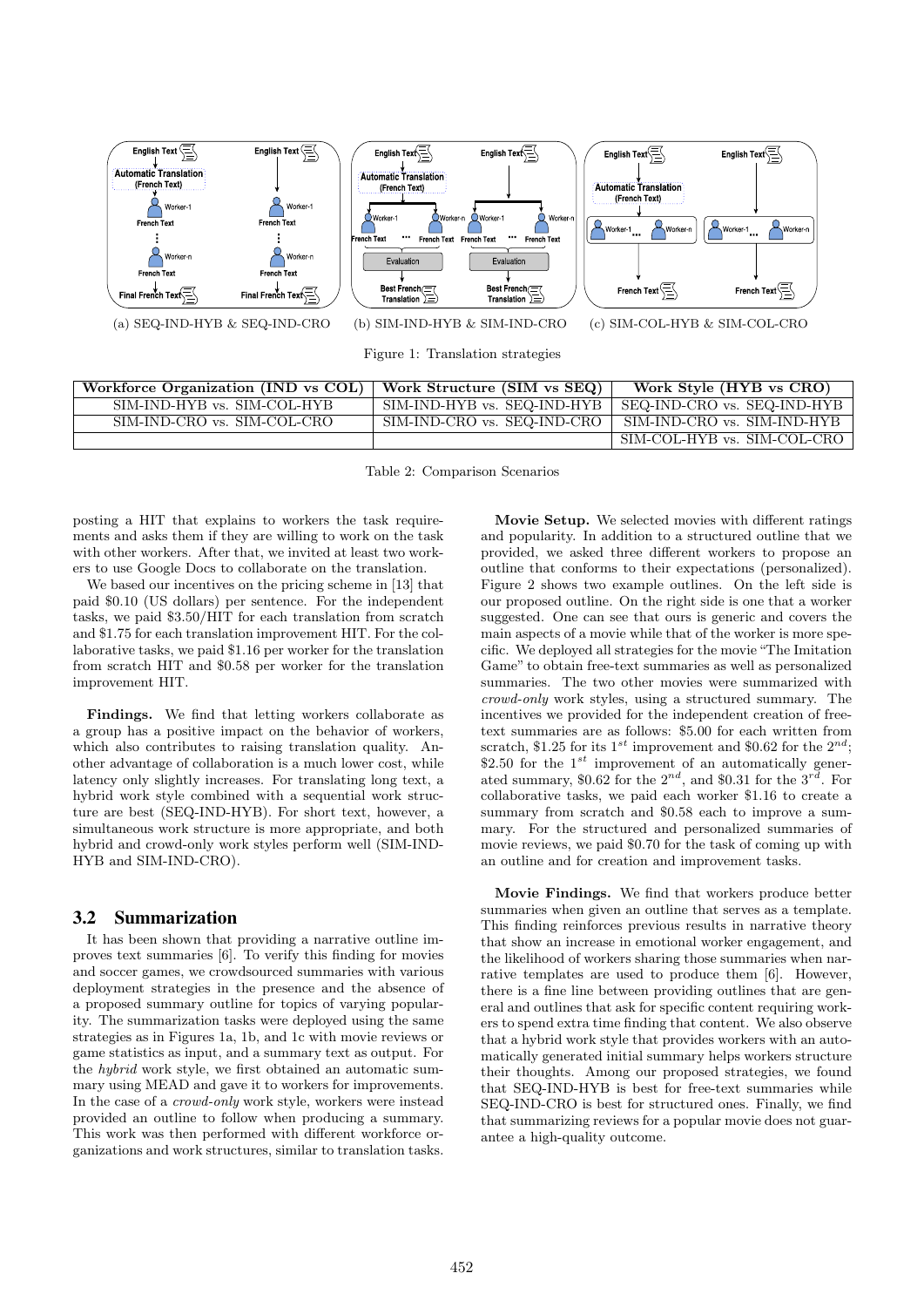(a) SEQ-IND-HYB & SEQ-IND-CRO (b) SIM-IND-HYB & SIM-IND-CRO (c) SIM-COL-HYB & SIM-COL-CRO

Figure 1: Translation strategies

| Workforce Organization (IND vs COL) | Work Structure (SIM vs SEQ) | Work Style (HYB vs CRO) |
|---|---|---|
| SIM-IND-HYB vs. SIM-COL-HYB | SIM-IND-HYB vs. SEQ-IND-HYB | SEQ-IND-CRO vs. SEQ-IND-HYB |
| SIM-IND-CRO vs. SIM-COL-CRO | SIM-IND-CRO vs. SEQ-IND-CRO | SIM-IND-CRO vs. SIM-IND-HYB |
| | | SIM-COL-HYB vs. SIM-COL-CRO |

Table 2: Comparison Scenarios

posting a HIT that explains to workers the task requirements and asks them if they are willing to work on the task with other workers. After that, we invited at least two workers to use Google Docs to collaborate on the translation.

We based our incentives on the pricing scheme in [13] that paid \$0.10 (US dollars) per sentence. For the independent tasks, we paid \$3.50/HIT for each translation from scratch and \$1.75 for each translation improvement HIT. For the collaborative tasks, we paid \$1.16 per worker for the translation from scratch HIT and \$0.58 per worker for the translation improvement HIT.

**Findings.** We find that letting workers collaborate as a group has a positive impact on the behavior of workers, which also contributes to raising translation quality. Another advantage of collaboration is a much lower cost, while latency only slightly increases. For translating long text, a hybrid work style combined with a sequential work structure are best (SEQ-IND-HYB). For short text, however, a simultaneous work structure is more appropriate, and both hybrid and crowd-only work styles perform well (SIM-IND-HYB and SIM-IND-CRO).

## 3.2 Summarization

It has been shown that providing a narrative outline improves text summaries [6]. To verify this finding for movies and soccer games, we crowdsourced summaries with various deployment strategies in the presence and the absence of a proposed summary outline for topics of varying popularity. The summarization tasks were deployed using the same strategies as in Figures 1a, 1b, and 1c with movie reviews or game statistics as input, and a summary text as output. For the *hybrid* work style, we first obtained an automatic summary using MEAD and gave it to workers for improvements. In the case of a *crowd-only* work style, workers were instead provided an outline to follow when producing a summary. This work was then performed with different workforce organizations and work structures, similar to translation tasks.

**Movie Setup.** We selected movies with different ratings and popularity. In addition to a structured outline that we provided, we asked three different workers to propose an outline that conforms to their expectations (personalized). Figure 2 shows two example outlines. On the left side is our proposed outline. On the right side is one that a worker suggested. One can see that ours is generic and covers the main aspects of a movie while that of the worker is more specific. We deployed all strategies for the movie "The Imitation Game" to obtain free-text summaries as well as personalized summaries. The two other movies were summarized with *crowd-only* work styles, using a structured summary. The incentives we provided for the independent creation of free-text summaries are as follows: \$5.00 for each written from scratch, \$1.25 for its $1^{st}$ improvement and \$0.62 for the $2^{nd}$; \$2.50 for the $1^{st}$ improvement of an automatically generated summary, \$0.62 for the $2^{nd}$, and \$0.31 for the $3^{rd}$. For collaborative tasks, we paid each worker \$1.16 to create a summary from scratch and \$0.58 each to improve a summary. For the structured and personalized summaries of movie reviews, we paid \$0.70 for the task of coming up with an outline and for creation and improvement tasks.

**Movie Findings.** We find that workers produce better summaries when given an outline that serves as a template. This finding reinforces previous results in narrative theory that show an increase in emotional worker engagement, and the likelihood of workers sharing those summaries when narrative templates are used to produce them [6]. However, there is a fine line between providing outlines that are general and outlines that ask for specific content requiring workers to spend extra time finding that content. We also observe that a hybrid work style that provides workers with an automatically generated initial summary helps workers structure their thoughts. Among our proposed strategies, we found that SEQ-IND-HYB is best for free-text summaries while SEQ-IND-CRO is best for structured ones. Finally, we find that summarizing reviews for a popular movie does not guarantee a high-quality outcome.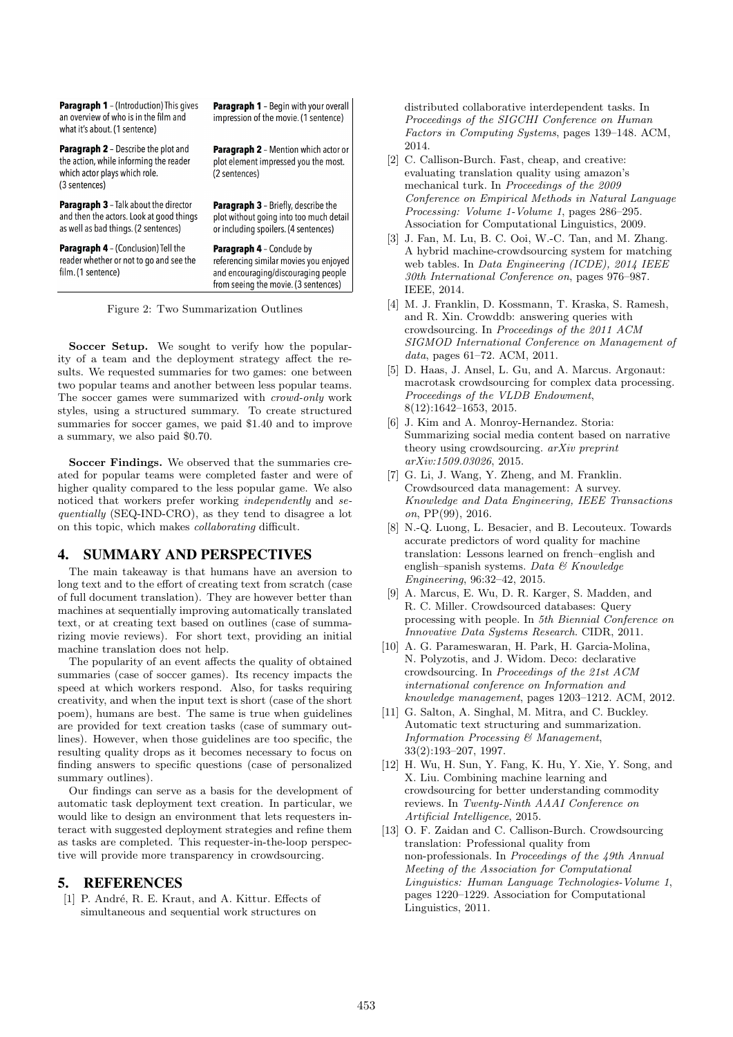| | |
|---|---|
| **Paragraph 1** – (Introduction) This gives an overview of who is in the film and what it's about. (1 sentence) | **Paragraph 1** – Begin with your overall impression of the movie. (1 sentence) |
| **Paragraph 2** – Describe the plot and the action, while informing the reader which actor plays which role. (3 sentences) | **Paragraph 2** – Mention which actor or plot element impressed you the most. (2 sentences) |
| **Paragraph 3** – Talk about the director and then the actors. Look at good things as well as bad things. (2 sentences) | **Paragraph 3** – Briefly, describe the plot without going into too much detail or including spoilers. (4 sentences) |
| **Paragraph 4** – (Conclusion) Tell the reader whether or not to go and see the film. (1 sentence) | **Paragraph 4** – Conclude by referencing similar movies you enjoyed and encouraging/discouraging people from seeing the movie. (3 sentences) |

Figure 2: Two Summarization Outlines

**Soccer Setup.** We sought to verify how the popularity of a team and the deployment strategy affect the results. We requested summaries for two games: one between two popular teams and another between less popular teams. The soccer games were summarized with *crowd-only* work styles, using a structured summary. To create structured summaries for soccer games, we paid $1.40 and to improve a summary, we also paid $0.70.

**Soccer Findings.** We observed that the summaries created for popular teams were completed faster and were of higher quality compared to the less popular game. We also noticed that workers prefer working *independently* and *sequentially* (SEQ-IND-CRO), as they tend to disagree a lot on this topic, which makes *collaborating* difficult.

## 4. SUMMARY AND PERSPECTIVES

The main takeaway is that humans have an aversion to long text and to the effort of creating text from scratch (case of full document translation). They are however better than machines at sequentially improving automatically translated text, or at creating text based on outlines (case of summarizing movie reviews). For short text, providing an initial machine translation does not help.

The popularity of an event affects the quality of obtained summaries (case of soccer games). Its recency impacts the speed at which workers respond. Also, for tasks requiring creativity, and when the input text is short (case of the short poem), humans are best. The same is true when guidelines are provided for text creation tasks (case of summary outlines). However, when those guidelines are too specific, the resulting quality drops as it becomes necessary to focus on finding answers to specific questions (case of personalized summary outlines).

Our findings can serve as a basis for the development of automatic task deployment text creation. In particular, we would like to design an environment that lets requesters interact with suggested deployment strategies and refine them as tasks are completed. This requester-in-the-loop perspective will provide more transparency in crowdsourcing.

## 5. REFERENCES

[1] P. André, R. E. Kraut, and A. Kittur. Effects of simultaneous and sequential work structures on distributed collaborative interdependent tasks. In *Proceedings of the SIGCHI Conference on Human Factors in Computing Systems*, pages 139–148. ACM, 2014.

[2] C. Callison-Burch. Fast, cheap, and creative: evaluating translation quality using amazon's mechanical turk. In *Proceedings of the 2009 Conference on Empirical Methods in Natural Language Processing: Volume 1-Volume 1*, pages 286–295. Association for Computational Linguistics, 2009.

[3] J. Fan, M. Lu, B. C. Ooi, W.-C. Tan, and M. Zhang. A hybrid machine-crowdsourcing system for matching web tables. In *Data Engineering (ICDE), 2014 IEEE 30th International Conference on*, pages 976–987. IEEE, 2014.

[4] M. J. Franklin, D. Kossmann, T. Kraska, S. Ramesh, and R. Xin. Crowddb: answering queries with crowdsourcing. In *Proceedings of the 2011 ACM SIGMOD International Conference on Management of data*, pages 61–72. ACM, 2011.

[5] D. Haas, J. Ansel, L. Gu, and A. Marcus. Argonaut: macrotask crowdsourcing for complex data processing. *Proceedings of the VLDB Endowment*, 8(12):1642–1653, 2015.

[6] J. Kim and A. Monroy-Hernandez. Storia: Summarizing social media content based on narrative theory using crowdsourcing. *arXiv preprint arXiv:1509.03026*, 2015.

[7] G. Li, J. Wang, Y. Zheng, and M. Franklin. Crowdsourced data management: A survey. *Knowledge and Data Engineering, IEEE Transactions on*, PP(99), 2016.

[8] N.-Q. Luong, L. Besacier, and B. Lecouteux. Towards accurate predictors of word quality for machine translation: Lessons learned on french–english and english–spanish systems. *Data & Knowledge Engineering*, 96:32–42, 2015.

[9] A. Marcus, E. Wu, D. R. Karger, S. Madden, and R. C. Miller. Crowdsourced databases: Query processing with people. In *5th Biennial Conference on Innovative Data Systems Research*. CIDR, 2011.

[10] A. G. Parameswaran, H. Park, H. Garcia-Molina, N. Polyzotis, and J. Widom. Deco: declarative crowdsourcing. In *Proceedings of the 21st ACM international conference on Information and knowledge management*, pages 1203–1212. ACM, 2012.

[11] G. Salton, A. Singhal, M. Mitra, and C. Buckley. Automatic text structuring and summarization. *Information Processing & Management*, 33(2):193–207, 1997.

[12] H. Wu, H. Sun, Y. Fang, K. Hu, Y. Xie, Y. Song, and X. Liu. Combining machine learning and crowdsourcing for better understanding commodity reviews. In *Twenty-Ninth AAAI Conference on Artificial Intelligence*, 2015.

[13] O. F. Zaidan and C. Callison-Burch. Crowdsourcing translation: Professional quality from non-professionals. In *Proceedings of the 49th Annual Meeting of the Association for Computational Linguistics: Human Language Technologies-Volume 1*, pages 1220–1229. Association for Computational Linguistics, 2011.